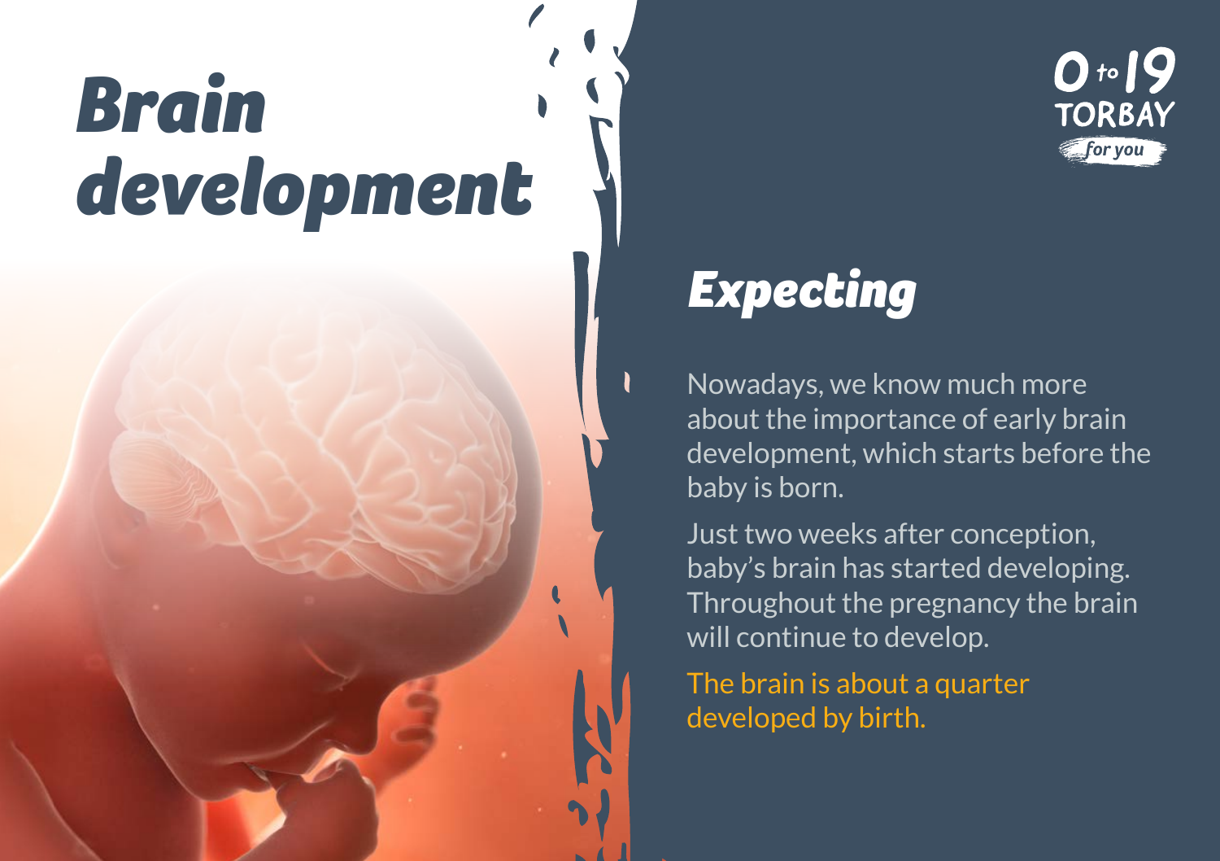# Brain development

0 to 19 TORBAY *for you*

## Expecting

Nowadays, we know much more about the importance of early brain development, which starts before the baby is born.

Just two weeks after conception, baby's brain has started developing. Throughout the pregnancy the brain will continue to develop.

The brain is about a quarter developed by birth.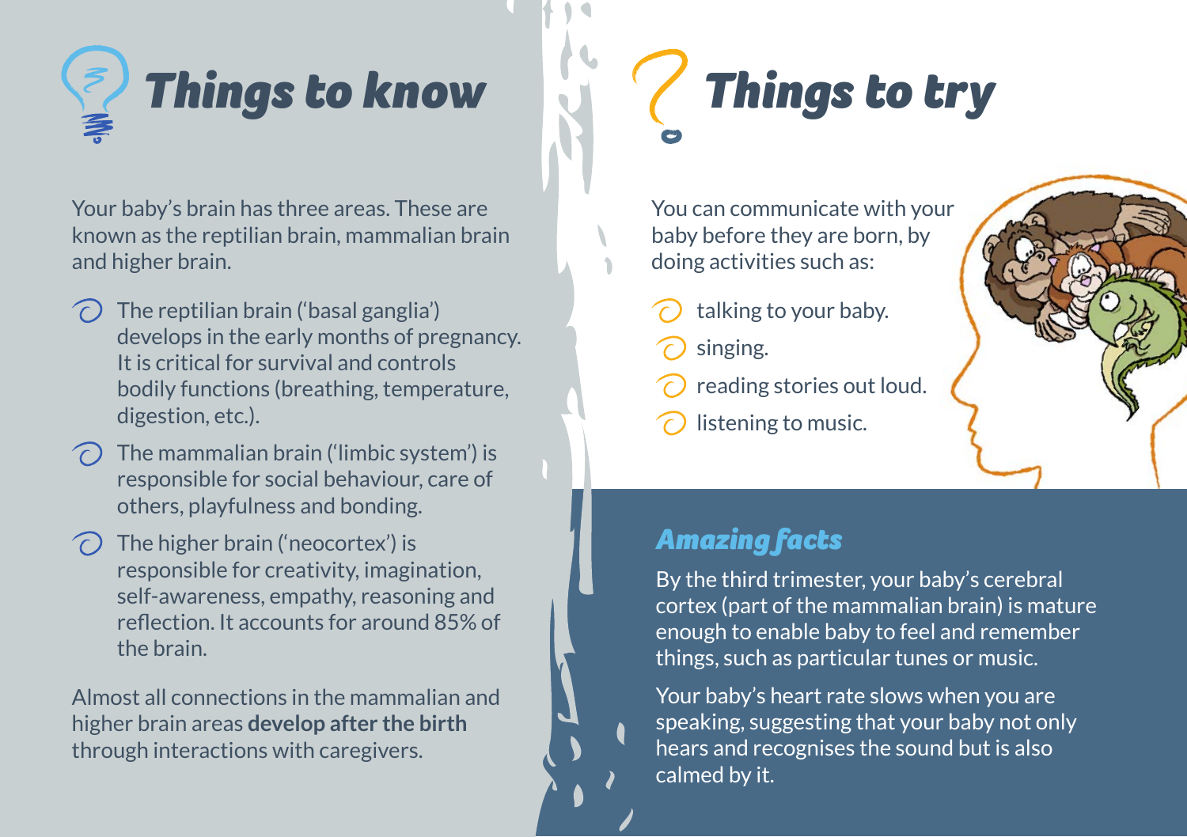# Things to know

Your baby's brain has three areas. These are known as the reptilian brain, mammalian brain and higher brain.

- The reptilian brain ('basal ganglia') develops in the early months of pregnancy. It is critical for survival and controls bodily functions (breathing, temperature, digestion, etc.).
- The mammalian brain ('limbic system') is responsible for social behaviour, care of others, playfulness and bonding.
- The higher brain ('neocortex') is responsible for creativity, imagination, self-awareness, empathy, reasoning and reflection. It accounts for around 85% of the brain.

Almost all connections in the mammalian and higher brain areas **develop after the birth** through interactions with caregivers.

# Things to try

You can communicate with your baby before they are born, by doing activities such as:

- talking to your baby.
- singing.
- reading stories out loud.
- listening to music.

## *Amazing facts*

By the third trimester, your baby's cerebral cortex (part of the mammalian brain) is mature enough to enable baby to feel and remember things, such as particular tunes or music.

Your baby's heart rate slows when you are speaking, suggesting that your baby not only hears and recognises the sound but is also calmed by it.